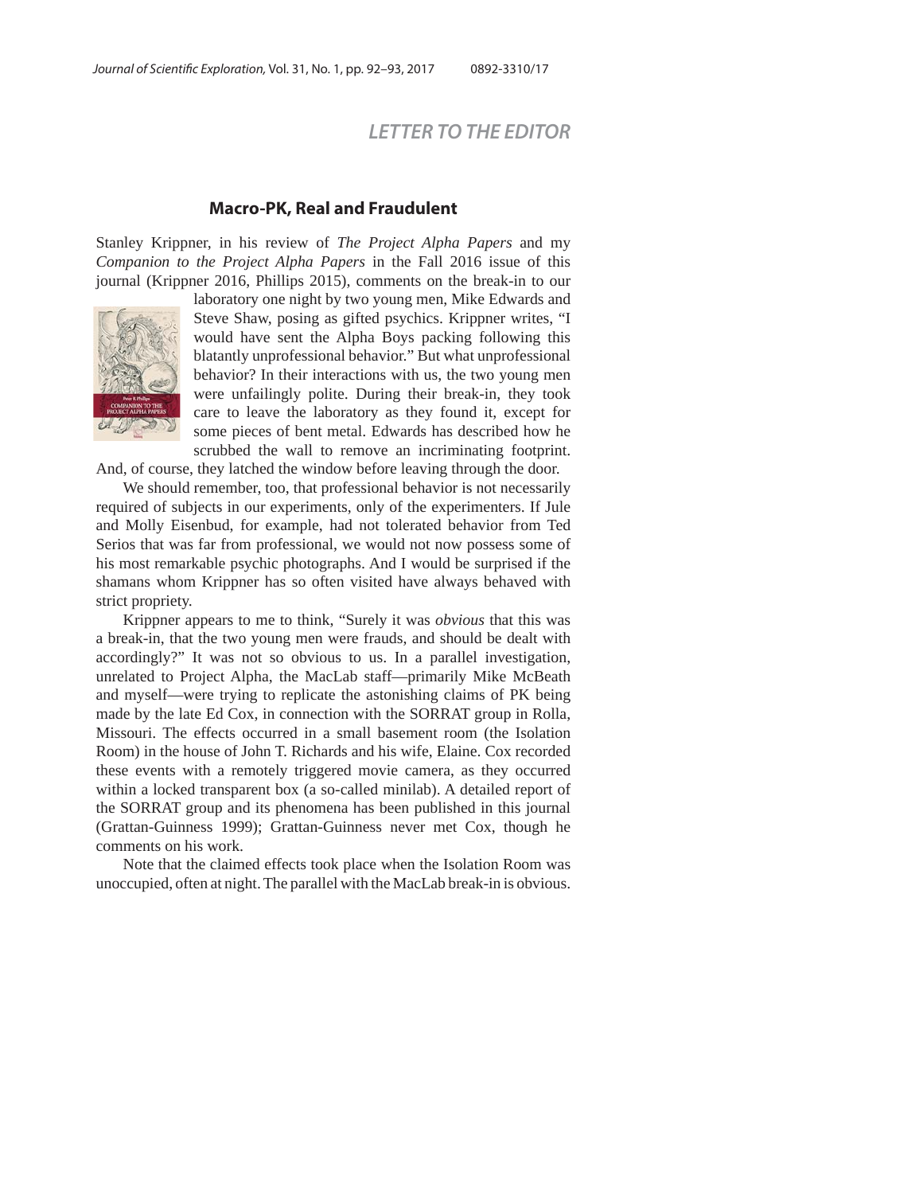## LETTER TO THE EDITOR

### Macro-PK, Real and Fraudulent

Stanley Krippner, in his review of *The Project Alpha Papers* and my *Companion to the Project Alpha Papers* in the Fall 2016 issue of this journal (Krippner 2016, Phillips 2015), comments on the break-in to our laboratory one night by two young men, Mike Edwards and Steve Shaw, posing as gifted psychics. Krippner writes, "I would have sent the Alpha Boys packing following this blatantly unprofessional behavior." But what unprofessional behavior? In their interactions with us, the two young men were unfailingly polite. During their break-in, they took care to leave the laboratory as they found it, except for some pieces of bent metal. Edwards has described how he scrubbed the wall to remove an incriminating footprint. And, of course, they latched the window before leaving through the door.

We should remember, too, that professional behavior is not necessarily required of subjects in our experiments, only of the experimenters. If Jule and Molly Eisenbud, for example, had not tolerated behavior from Ted Serios that was far from professional, we would not now possess some of his most remarkable psychic photographs. And I would be surprised if the shamans whom Krippner has so often visited have always behaved with strict propriety.

Krippner appears to me to think, "Surely it was *obvious* that this was a break-in, that the two young men were frauds, and should be dealt with accordingly?" It was not so obvious to us. In a parallel investigation, unrelated to Project Alpha, the MacLab staff—primarily Mike McBeath and myself—were trying to replicate the astonishing claims of PK being made by the late Ed Cox, in connection with the SORRAT group in Rolla, Missouri. The effects occurred in a small basement room (the Isolation Room) in the house of John T. Richards and his wife, Elaine. Cox recorded these events with a remotely triggered movie camera, as they occurred within a locked transparent box (a so-called minilab). A detailed report of the SORRAT group and its phenomena has been published in this journal (Grattan-Guinness 1999); Grattan-Guinness never met Cox, though he comments on his work.

Note that the claimed effects took place when the Isolation Room was unoccupied, often at night. The parallel with the MacLab break-in is obvious.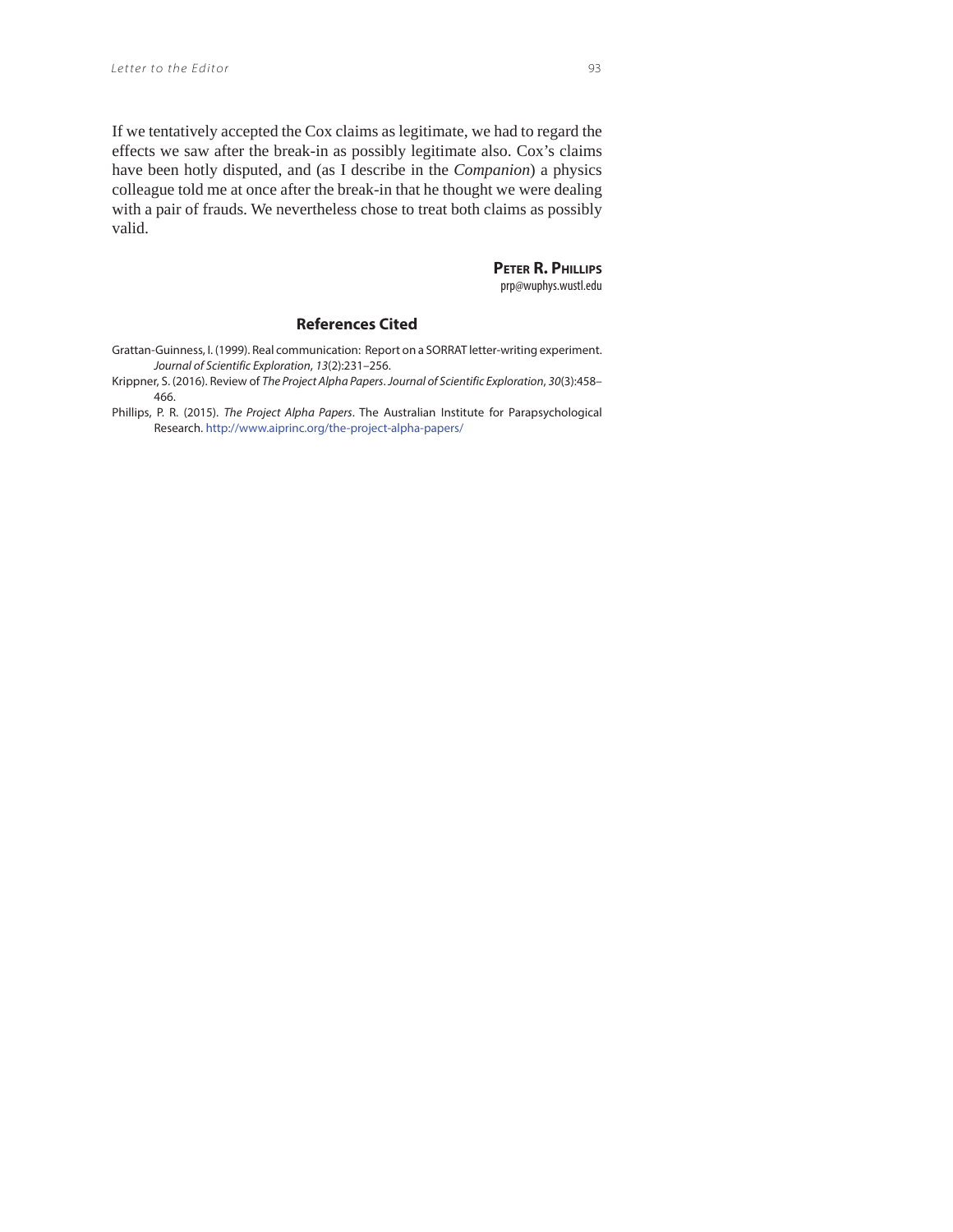If we tentatively accepted the Cox claims as legitimate, we had to regard the effects we saw after the break-in as possibly legitimate also. Cox's claims have been hotly disputed, and (as I describe in the *Companion*) a physics colleague told me at once after the break-in that he thought we were dealing with a pair of frauds. We nevertheless chose to treat both claims as possibly valid.

**PETER R. PHILLIPS**
prp@wuphys.wustl.edu

## References Cited

Grattan-Guinness, I. (1999). Real communication: Report on a SORRAT letter-writing experiment. *Journal of Scientific Exploration*, *13*(2):231–256.

Krippner, S. (2016). Review of *The Project Alpha Papers*. *Journal of Scientific Exploration*, *30*(3):458–466.

Phillips, P. R. (2015). *The Project Alpha Papers*. The Australian Institute for Parapsychological Research. http://www.aiprinc.org/the-project-alpha-papers/